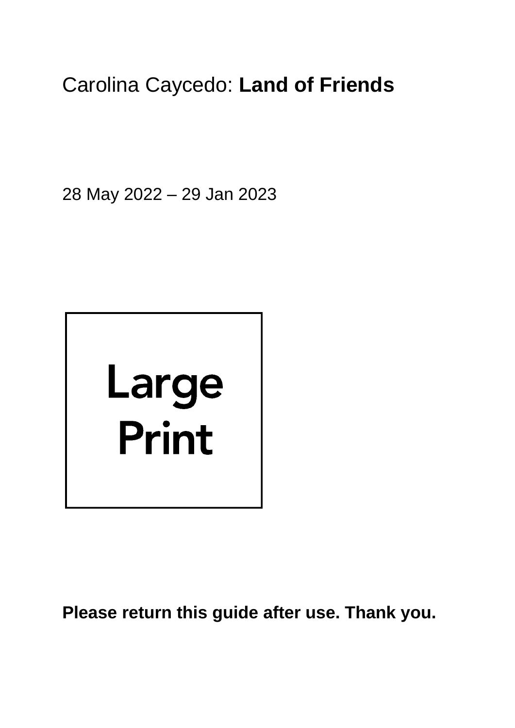# Carolina Caycedo: **Land of Friends**

28 May 2022 – 29 Jan 2023

Large Print

**Please return this guide after use. Thank you.**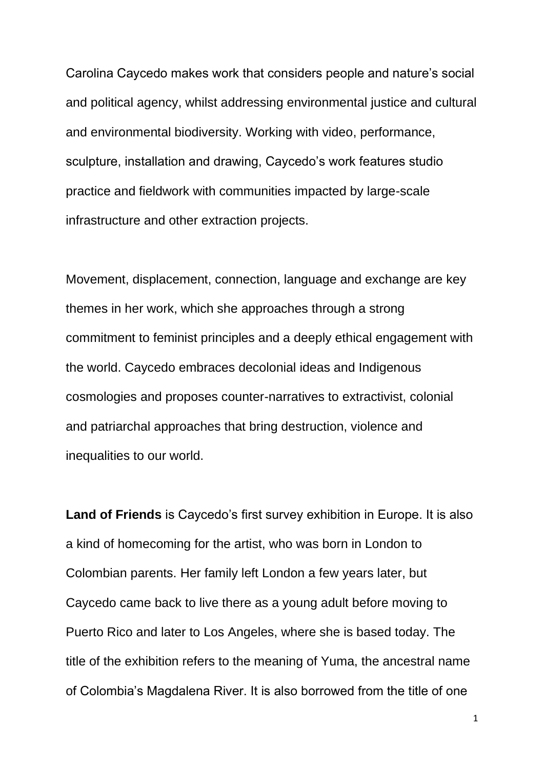Carolina Caycedo makes work that considers people and nature's social and political agency, whilst addressing environmental justice and cultural and environmental biodiversity. Working with video, performance, sculpture, installation and drawing, Caycedo's work features studio practice and fieldwork with communities impacted by large-scale infrastructure and other extraction projects.

Movement, displacement, connection, language and exchange are key themes in her work, which she approaches through a strong commitment to feminist principles and a deeply ethical engagement with the world. Caycedo embraces decolonial ideas and Indigenous cosmologies and proposes counter-narratives to extractivist, colonial and patriarchal approaches that bring destruction, violence and inequalities to our world.

**Land of Friends** is Caycedo's first survey exhibition in Europe. It is also a kind of homecoming for the artist, who was born in London to Colombian parents. Her family left London a few years later, but Caycedo came back to live there as a young adult before moving to Puerto Rico and later to Los Angeles, where she is based today. The title of the exhibition refers to the meaning of Yuma, the ancestral name of Colombia's Magdalena River. It is also borrowed from the title of one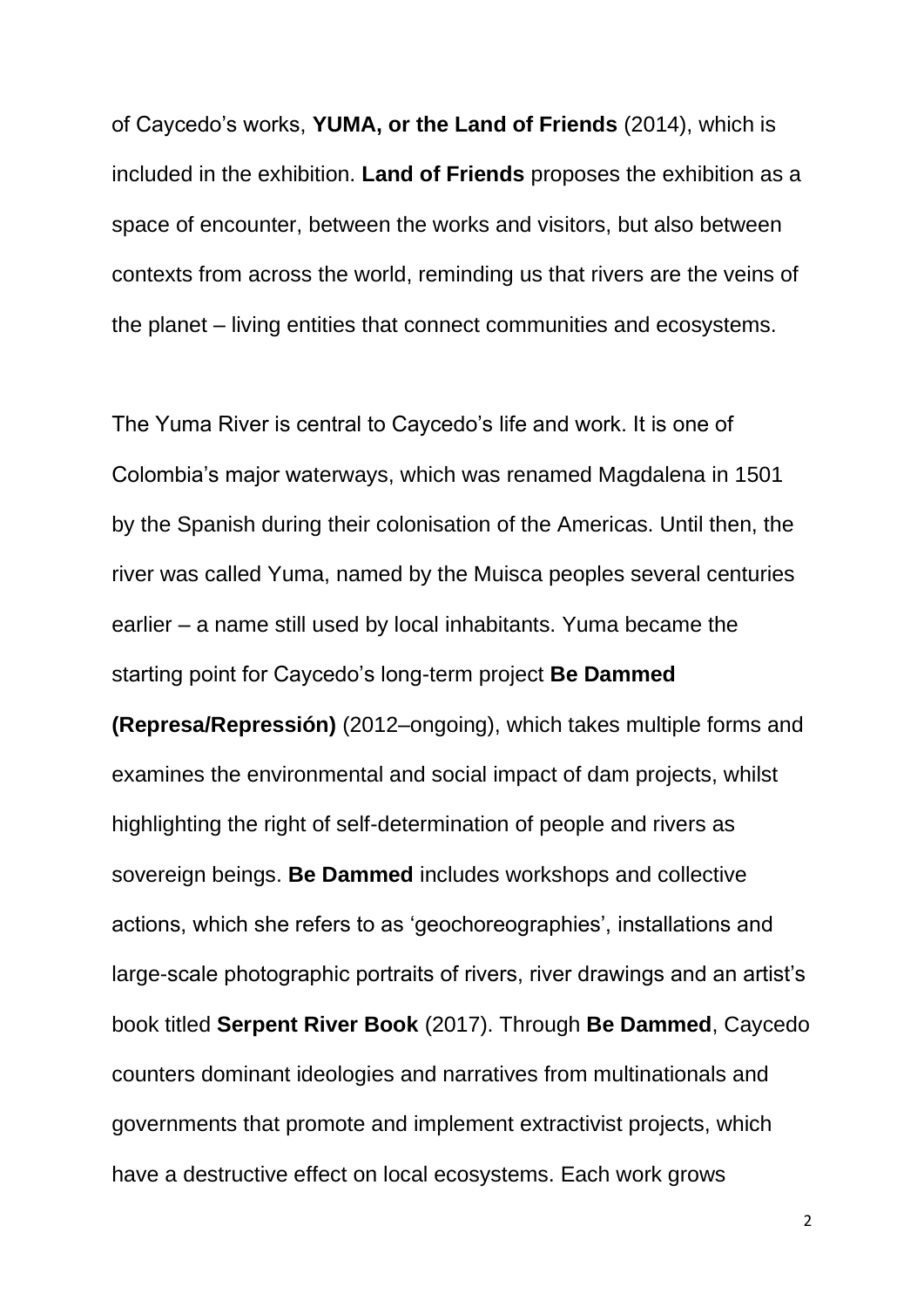of Caycedo's works, **YUMA, or the Land of Friends** (2014), which is included in the exhibition. **Land of Friends** proposes the exhibition as a space of encounter, between the works and visitors, but also between contexts from across the world, reminding us that rivers are the veins of the planet – living entities that connect communities and ecosystems.

The Yuma River is central to Caycedo's life and work. It is one of Colombia's major waterways, which was renamed Magdalena in 1501 by the Spanish during their colonisation of the Americas. Until then, the river was called Yuma, named by the Muisca peoples several centuries earlier – a name still used by local inhabitants. Yuma became the starting point for Caycedo's long-term project **Be Dammed (Represa/Repressión)** (2012–ongoing), which takes multiple forms and examines the environmental and social impact of dam projects, whilst highlighting the right of self-determination of people and rivers as sovereign beings. **Be Dammed** includes workshops and collective actions, which she refers to as 'geochoreographies', installations and large-scale photographic portraits of rivers, river drawings and an artist's book titled **Serpent River Book** (2017). Through **Be Dammed**, Caycedo counters dominant ideologies and narratives from multinationals and governments that promote and implement extractivist projects, which have a destructive effect on local ecosystems. Each work grows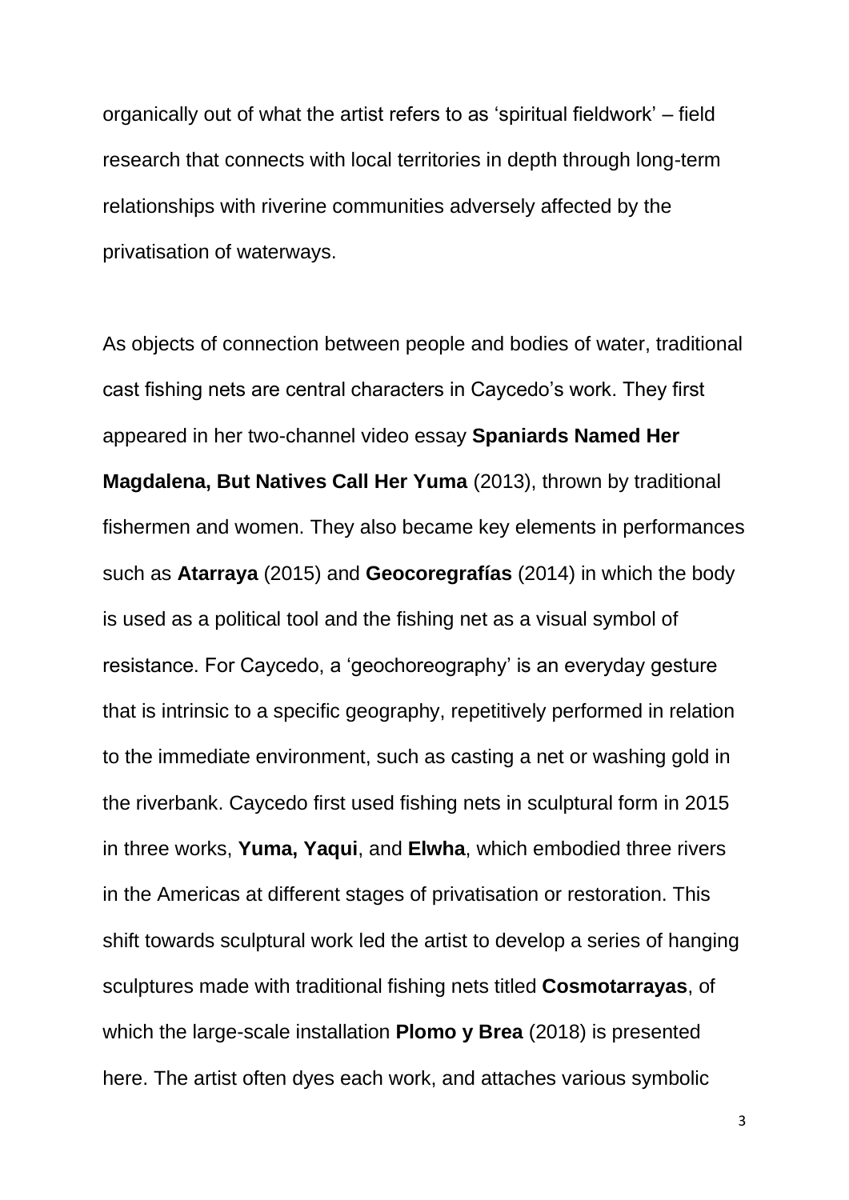organically out of what the artist refers to as 'spiritual fieldwork' – field research that connects with local territories in depth through long-term relationships with riverine communities adversely affected by the privatisation of waterways.

As objects of connection between people and bodies of water, traditional cast fishing nets are central characters in Caycedo's work. They first appeared in her two-channel video essay **Spaniards Named Her Magdalena, But Natives Call Her Yuma** (2013), thrown by traditional fishermen and women. They also became key elements in performances such as **Atarraya** (2015) and **Geocoregrafías** (2014) in which the body is used as a political tool and the fishing net as a visual symbol of resistance. For Caycedo, a 'geochoreography' is an everyday gesture that is intrinsic to a specific geography, repetitively performed in relation to the immediate environment, such as casting a net or washing gold in the riverbank. Caycedo first used fishing nets in sculptural form in 2015 in three works, **Yuma, Yaqui**, and **Elwha**, which embodied three rivers in the Americas at different stages of privatisation or restoration. This shift towards sculptural work led the artist to develop a series of hanging sculptures made with traditional fishing nets titled **Cosmotarrayas**, of which the large-scale installation **Plomo y Brea** (2018) is presented here. The artist often dyes each work, and attaches various symbolic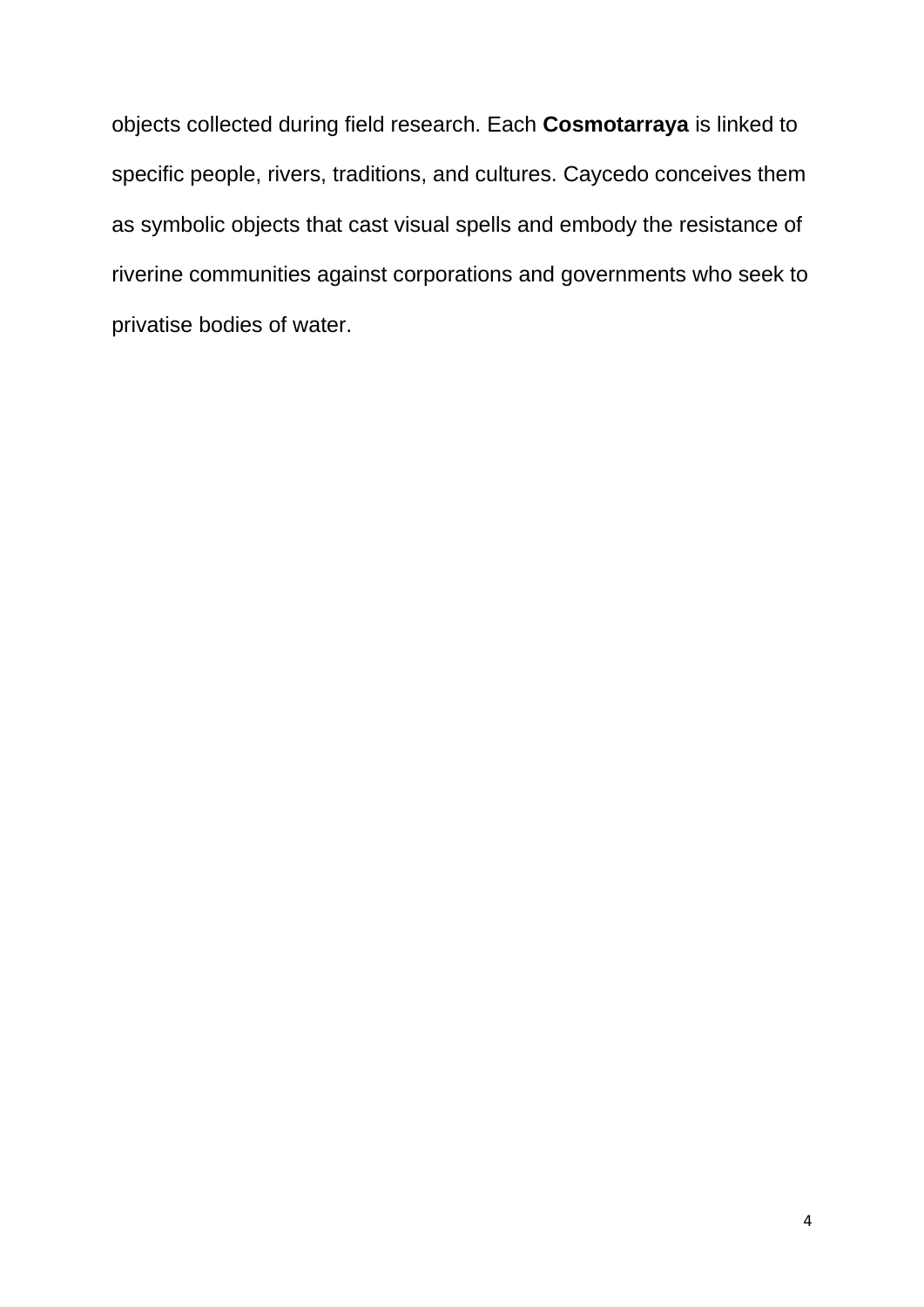objects collected during field research. Each **Cosmotarraya** is linked to specific people, rivers, traditions, and cultures. Caycedo conceives them as symbolic objects that cast visual spells and embody the resistance of riverine communities against corporations and governments who seek to privatise bodies of water.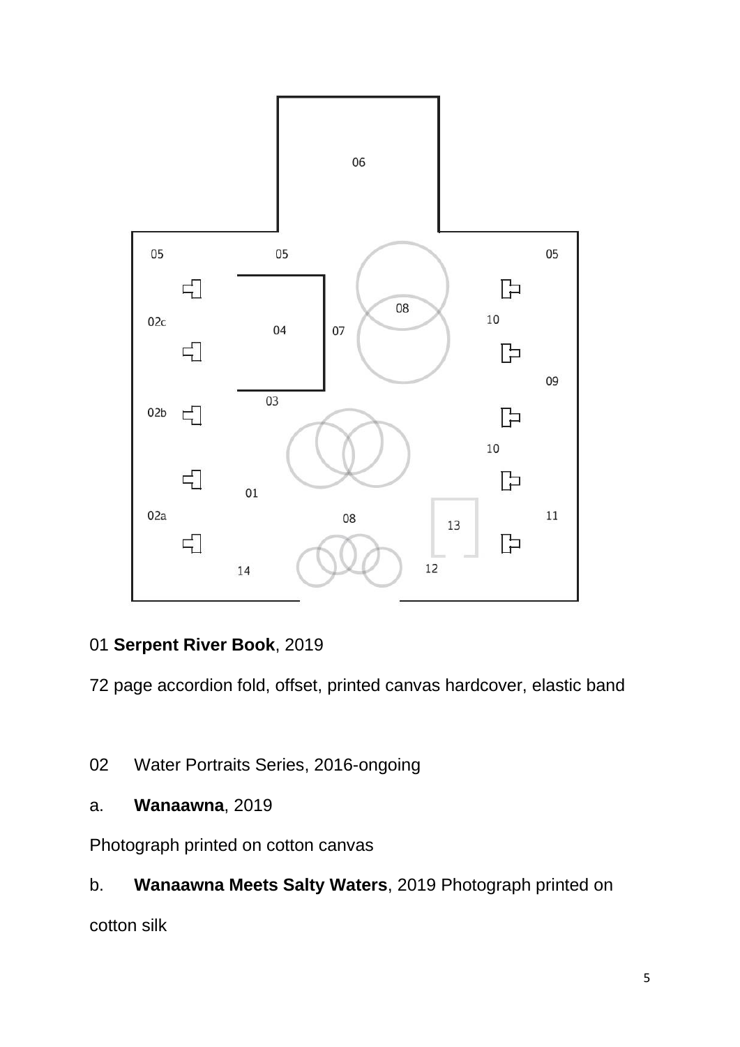01 **Serpent River Book**, 2019

72 page accordion fold, offset, printed canvas hardcover, elastic band

02 Water Portraits Series, 2016-ongoing

a. **Wanaawna**, 2019

Photograph printed on cotton canvas

b. **Wanaawna Meets Salty Waters**, 2019 Photograph printed on cotton silk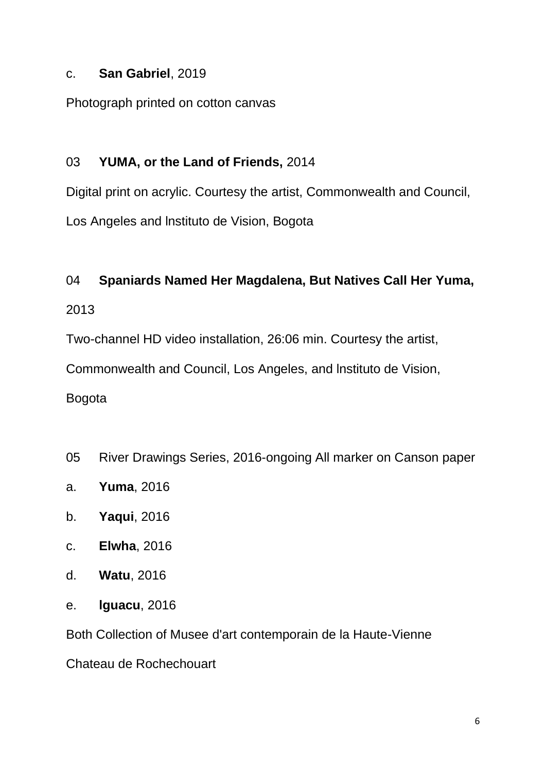c. **San Gabriel**, 2019

Photograph printed on cotton canvas

03 **YUMA, or the Land of Friends,** 2014

Digital print on acrylic. Courtesy the artist, Commonwealth and Council, Los Angeles and lnstituto de Vision, Bogota

04 **Spaniards Named Her Magdalena, But Natives Call Her Yuma,** 2013

Two-channel HD video installation, 26:06 min. Courtesy the artist, Commonwealth and Council, Los Angeles, and lnstituto de Vision, Bogota

05 River Drawings Series, 2016-ongoing All marker on Canson paper

a. **Yuma**, 2016

b. **Yaqui**, 2016

c. **Elwha**, 2016

d. **Watu**, 2016

e. **lguacu**, 2016

Both Collection of Musee d'art contemporain de la Haute-Vienne Chateau de Rochechouart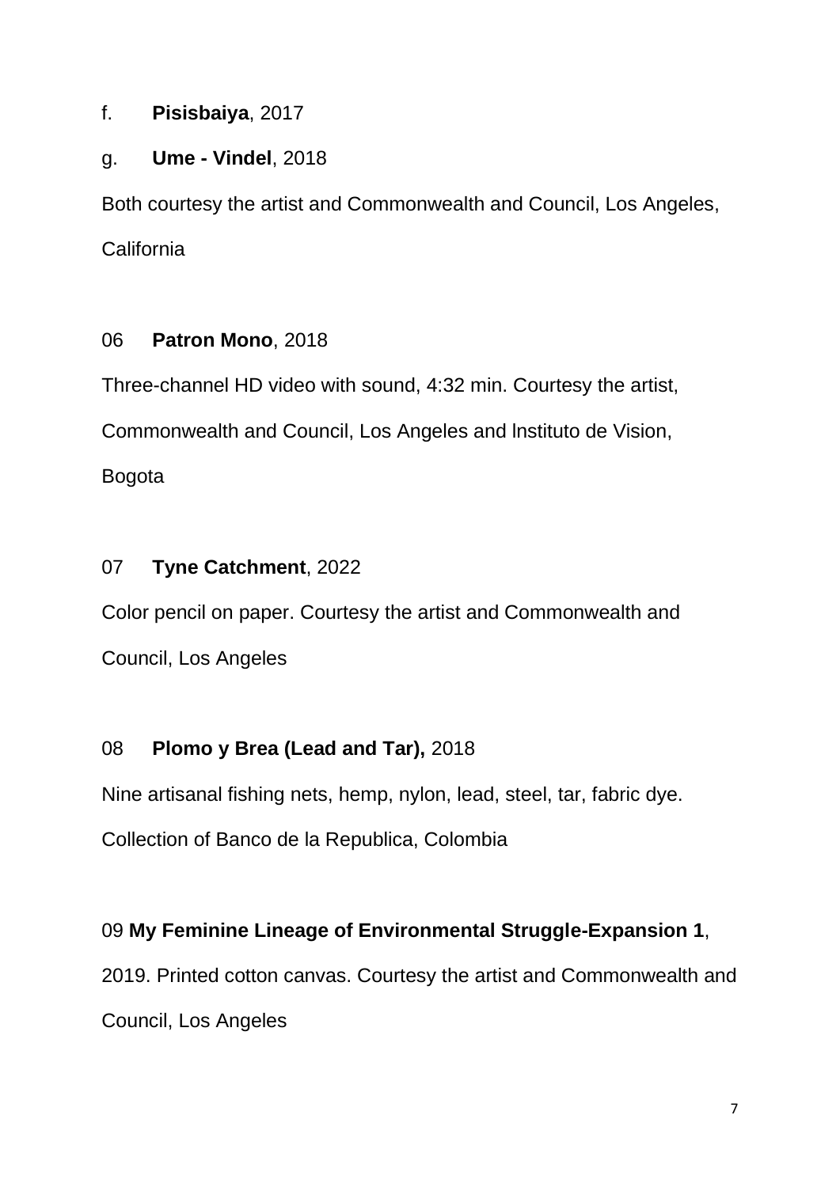f. **Pisisbaiya**, 2017

g. **Ume - Vindel**, 2018

Both courtesy the artist and Commonwealth and Council, Los Angeles, California

06 **Patron Mono**, 2018

Three-channel HD video with sound, 4:32 min. Courtesy the artist, Commonwealth and Council, Los Angeles and lnstituto de Vision, Bogota

07 **Tyne Catchment**, 2022

Color pencil on paper. Courtesy the artist and Commonwealth and Council, Los Angeles

08 **Plomo y Brea (Lead and Tar),** 2018

Nine artisanal fishing nets, hemp, nylon, lead, steel, tar, fabric dye. Collection of Banco de la Republica, Colombia

09 **My Feminine Lineage of Environmental Struggle-Expansion 1**, 2019. Printed cotton canvas. Courtesy the artist and Commonwealth and Council, Los Angeles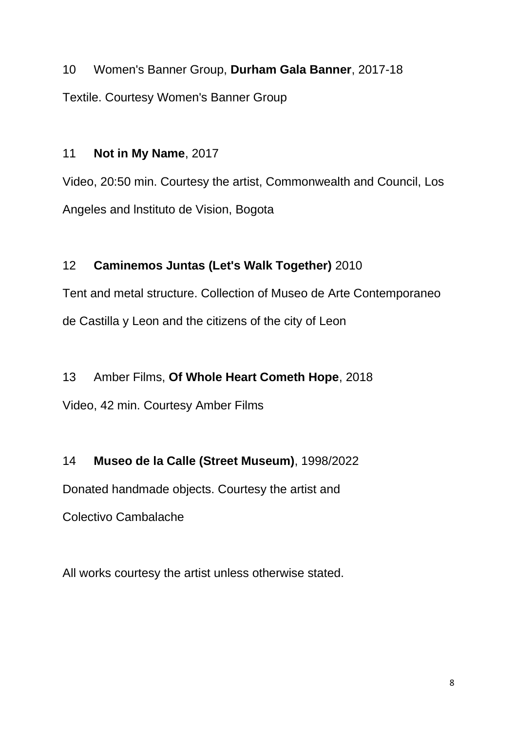10 Women's Banner Group, **Durham Gala Banner**, 2017-18

Textile. Courtesy Women's Banner Group

11 **Not in My Name**, 2017

Video, 20:50 min. Courtesy the artist, Commonwealth and Council, Los Angeles and lnstituto de Vision, Bogota

12 **Caminemos Juntas (Let's Walk Together)** 2010

Tent and metal structure. Collection of Museo de Arte Contemporaneo de Castilla y Leon and the citizens of the city of Leon

13 Amber Films, **Of Whole Heart Cometh Hope**, 2018

Video, 42 min. Courtesy Amber Films

14 **Museo de la Calle (Street Museum)**, 1998/2022

Donated handmade objects. Courtesy the artist and Colectivo Cambalache

All works courtesy the artist unless otherwise stated.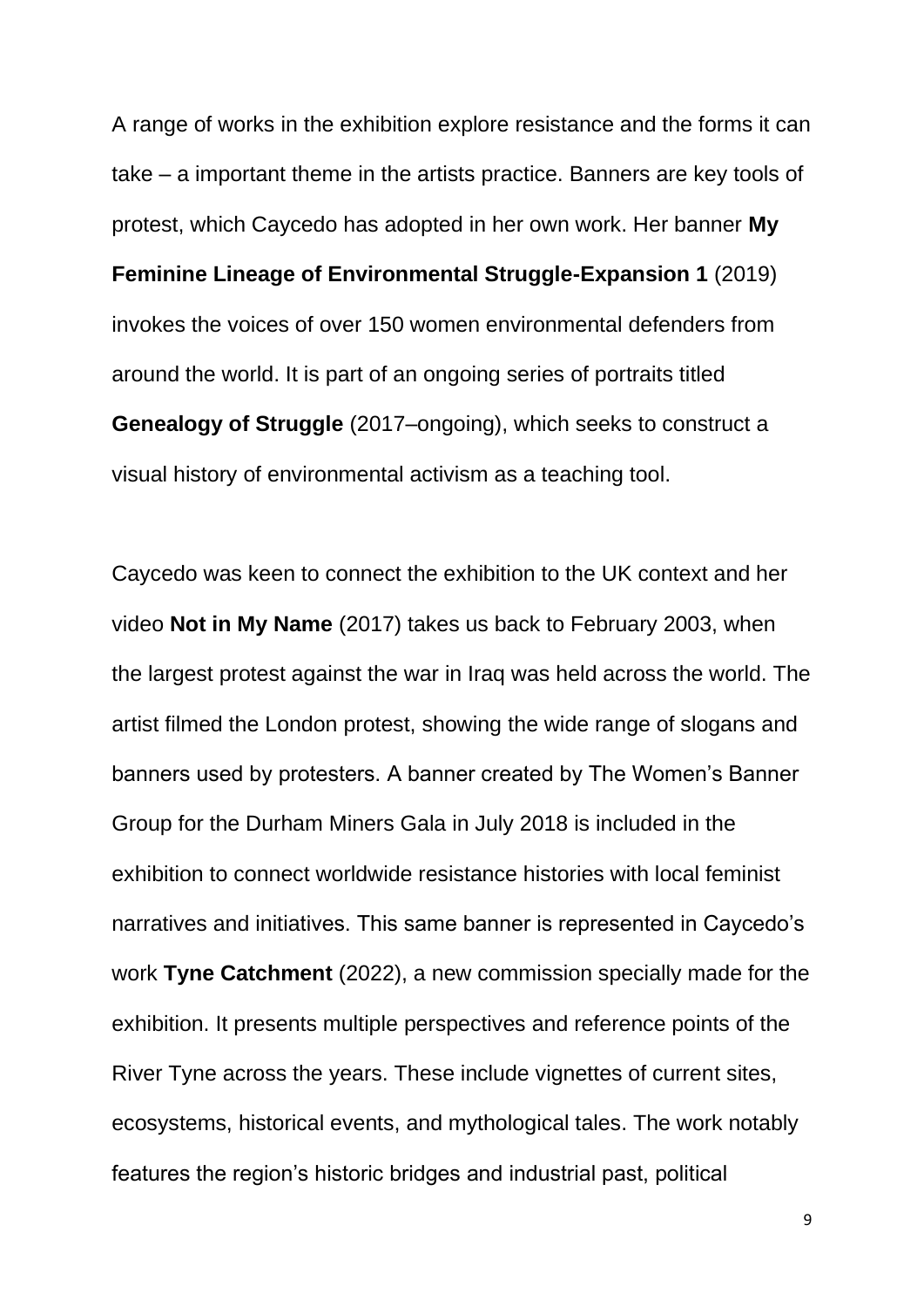A range of works in the exhibition explore resistance and the forms it can take – a important theme in the artists practice. Banners are key tools of protest, which Caycedo has adopted in her own work. Her banner **My Feminine Lineage of Environmental Struggle-Expansion 1** (2019) invokes the voices of over 150 women environmental defenders from around the world. It is part of an ongoing series of portraits titled **Genealogy of Struggle** (2017–ongoing), which seeks to construct a visual history of environmental activism as a teaching tool.

Caycedo was keen to connect the exhibition to the UK context and her video **Not in My Name** (2017) takes us back to February 2003, when the largest protest against the war in Iraq was held across the world. The artist filmed the London protest, showing the wide range of slogans and banners used by protesters. A banner created by The Women's Banner Group for the Durham Miners Gala in July 2018 is included in the exhibition to connect worldwide resistance histories with local feminist narratives and initiatives. This same banner is represented in Caycedo's work **Tyne Catchment** (2022), a new commission specially made for the exhibition. It presents multiple perspectives and reference points of the River Tyne across the years. These include vignettes of current sites, ecosystems, historical events, and mythological tales. The work notably features the region's historic bridges and industrial past, political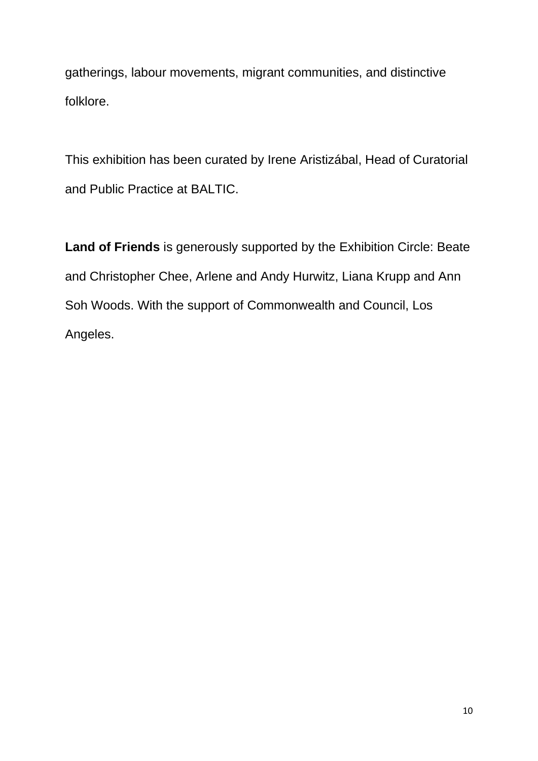gatherings, labour movements, migrant communities, and distinctive folklore.

This exhibition has been curated by Irene Aristizábal, Head of Curatorial and Public Practice at BALTIC.

**Land of Friends** is generously supported by the Exhibition Circle: Beate and Christopher Chee, Arlene and Andy Hurwitz, Liana Krupp and Ann Soh Woods. With the support of Commonwealth and Council, Los Angeles.